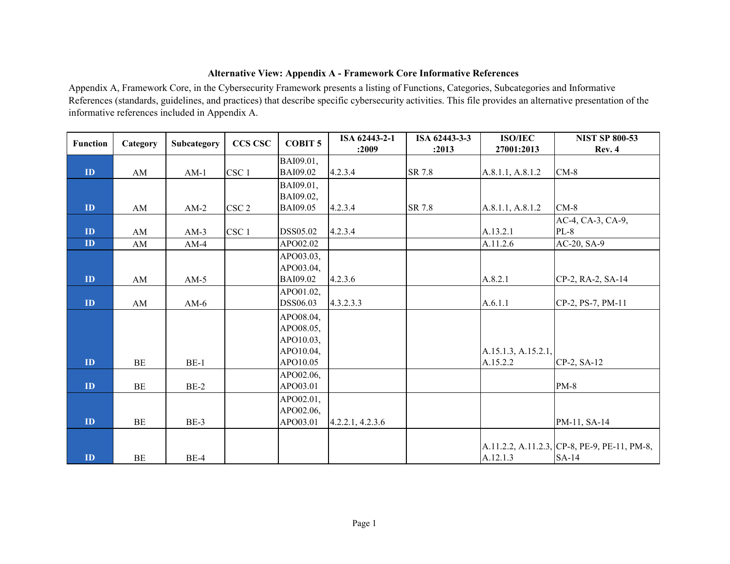**Alternative View: Appendix A - Framework Core Informative References**

Appendix A, Framework Core, in the Cybersecurity Framework presents a listing of Functions, Categories, Subcategories and Informative References (standards, guidelines, and practices) that describe specific cybersecurity activities. This file provides an alternative presentation of the informative references included in Appendix A.

| Function | Category | Subcategory | CCS CSC | COBIT 5 | ISA 62443-2-1 :2009 | ISA 62443-3-3 :2013 | ISO/IEC 27001:2013 | NIST SP 800-53 Rev. 4 |
|---|---|---|---|---|---|---|---|---|
| ID | AM | AM-1 | CSC 1 | BAI09.01, BAI09.02 | 4.2.3.4 | SR 7.8 | A.8.1.1, A.8.1.2 | CM-8 |
| ID | AM | AM-2 | CSC 2 | BAI09.01, BAI09.02, BAI09.05 | 4.2.3.4 | SR 7.8 | A.8.1.1, A.8.1.2 | CM-8 |
| ID | AM | AM-3 | CSC 1 | DSS05.02 | 4.2.3.4 | | A.13.2.1 | AC-4, CA-3, CA-9, PL-8 |
| ID | AM | AM-4 | | APO02.02 | | | A.11.2.6 | AC-20, SA-9 |
| ID | AM | AM-5 | | APO03.03, APO03.04, BAI09.02 | 4.2.3.6 | | A.8.2.1 | CP-2, RA-2, SA-14 |
| ID | AM | AM-6 | | APO01.02, DSS06.03 | 4.3.2.3.3 | | A.6.1.1 | CP-2, PS-7, PM-11 |
| ID | BE | BE-1 | | APO08.04, APO08.05, APO10.03, APO10.04, APO10.05 | | | A.15.1.3, A.15.2.1, A.15.2.2 | CP-2, SA-12 |
| ID | BE | BE-2 | | APO02.06, APO03.01 | | | | PM-8 |
| ID | BE | BE-3 | | APO02.01, APO02.06, APO03.01 | 4.2.2.1, 4.2.3.6 | | | PM-11, SA-14 |
| ID | BE | BE-4 | | | | | A.11.2.2, A.11.2.3, A.12.1.3 | CP-8, PE-9, PE-11, PM-8, SA-14 |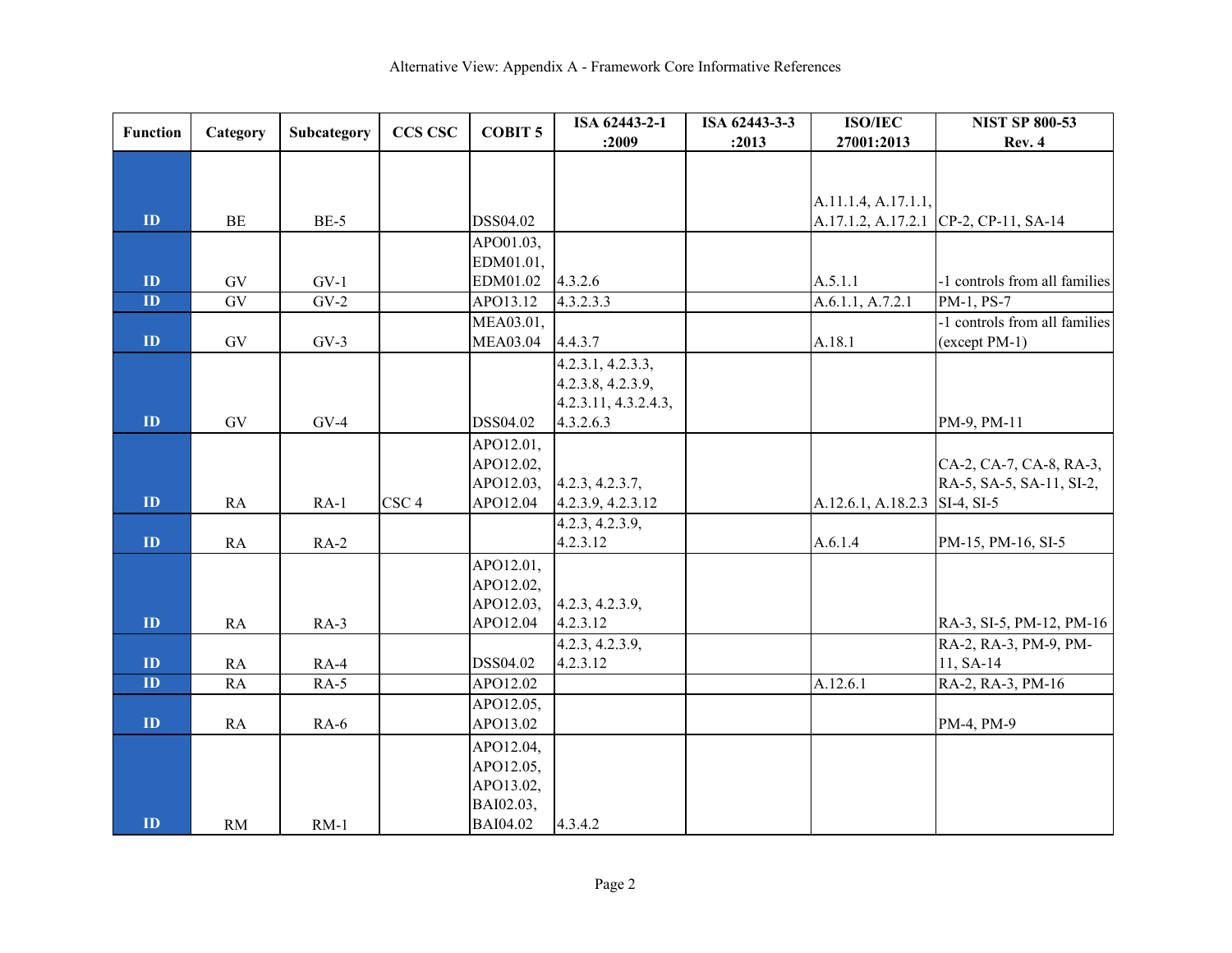| Function | Category | Subcategory | CCS CSC | COBIT 5 | ISA 62443-2-1 :2009 | ISA 62443-3-3 :2013 | ISO/IEC 27001:2013 | NIST SP 800-53 Rev. 4 |
|---|---|---|---|---|---|---|---|---|
| ID | BE | BE-5 | | DSS04.02 | | | A.11.1.4, A.17.1.1, A.17.1.2, A.17.2.1 | CP-2, CP-11, SA-14 |
| ID | GV | GV-1 | | APO01.03, EDM01.01, EDM01.02 | 4.3.2.6 | | A.5.1.1 | -1 controls from all families |
| ID | GV | GV-2 | | APO13.12 | 4.3.2.3.3 | | A.6.1.1, A.7.2.1 | PM-1, PS-7 |
| ID | GV | GV-3 | | MEA03.01, MEA03.04 | 4.4.3.7 | | A.18.1 | -1 controls from all families (except PM-1) |
| ID | GV | GV-4 | | DSS04.02 | 4.2.3.1, 4.2.3.3, 4.2.3.8, 4.2.3.9, 4.2.3.11, 4.3.2.4.3, 4.3.2.6.3 | | | PM-9, PM-11 |
| ID | RA | RA-1 | CSC 4 | APO12.01, APO12.02, APO12.03, APO12.04 | 4.2.3, 4.2.3.7, 4.2.3.9, 4.2.3.12 | | A.12.6.1, A.18.2.3 | CA-2, CA-7, CA-8, RA-3, RA-5, SA-5, SA-11, SI-2, SI-4, SI-5 |
| ID | RA | RA-2 | | | 4.2.3, 4.2.3.9, 4.2.3.12 | | A.6.1.4 | PM-15, PM-16, SI-5 |
| ID | RA | RA-3 | | APO12.01, APO12.02, APO12.03, APO12.04 | 4.2.3, 4.2.3.9, 4.2.3.12 | | | RA-3, SI-5, PM-12, PM-16 |
| ID | RA | RA-4 | | DSS04.02 | 4.2.3, 4.2.3.9, 4.2.3.12 | | | RA-2, RA-3, PM-9, PM-11, SA-14 |
| ID | RA | RA-5 | | APO12.02 | | | A.12.6.1 | RA-2, RA-3, PM-16 |
| ID | RA | RA-6 | | APO12.05, APO13.02 | | | | PM-4, PM-9 |
| ID | RM | RM-1 | | APO12.04, APO12.05, APO13.02, BAI02.03, BAI04.02 | 4.3.4.2 | | | |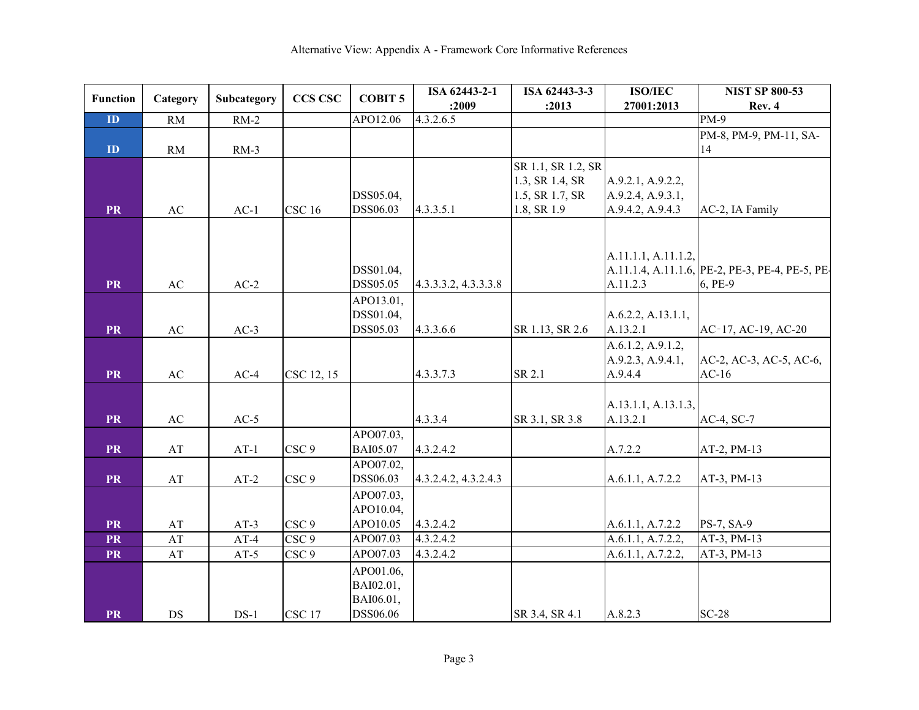Alternative View: Appendix A - Framework Core Informative References

| Function | Category | Subcategory | CCS CSC | COBIT 5 | ISA 62443-2-1 :2009 | ISA 62443-3-3 :2013 | ISO/IEC 27001:2013 | NIST SP 800-53 Rev. 4 |
|---|---|---|---|---|---|---|---|---|
| ID | RM | RM-2 | | APO12.06 | 4.3.2.6.5 | | | PM-9 |
| ID | RM | RM-3 | | | | | | PM-8, PM-9, PM-11, SA-14 |
| PR | AC | AC-1 | CSC 16 | DSS05.04, DSS06.03 | 4.3.3.5.1 | SR 1.1, SR 1.2, SR 1.3, SR 1.4, SR 1.5, SR 1.7, SR 1.8, SR 1.9 | A.9.2.1, A.9.2.2, A.9.2.4, A.9.3.1, A.9.4.2, A.9.4.3 | AC-2, IA Family |
| PR | AC | AC-2 | | DSS01.04, DSS05.05 | 4.3.3.3.2, 4.3.3.3.8 | | A.11.1.1, A.11.1.2, A.11.1.4, A.11.1.6, A.11.2.3 | PE-2, PE-3, PE-4, PE-5, PE-6, PE-9 |
| PR | AC | AC-3 | | APO13.01, DSS01.04, DSS05.03 | 4.3.3.6.6 | SR 1.13, SR 2.6 | A.6.2.2, A.13.1.1, A.13.2.1 | AC‐17, AC-19, AC-20 |
| PR | AC | AC-4 | CSC 12, 15 | | 4.3.3.7.3 | SR 2.1 | A.6.1.2, A.9.1.2, A.9.2.3, A.9.4.1, A.9.4.4 | AC-2, AC-3, AC-5, AC-6, AC-16 |
| PR | AC | AC-5 | | | 4.3.3.4 | SR 3.1, SR 3.8 | A.13.1.1, A.13.1.3, A.13.2.1 | AC-4, SC-7 |
| PR | AT | AT-1 | CSC 9 | APO07.03, BAI05.07 | 4.3.2.4.2 | | A.7.2.2 | AT-2, PM-13 |
| PR | AT | AT-2 | CSC 9 | APO07.02, DSS06.03 | 4.3.2.4.2, 4.3.2.4.3 | | A.6.1.1, A.7.2.2 | AT-3, PM-13 |
| PR | AT | AT-3 | CSC 9 | APO07.03, APO10.04, APO10.05 | 4.3.2.4.2 | | A.6.1.1, A.7.2.2 | PS-7, SA-9 |
| PR | AT | AT-4 | CSC 9 | APO07.03 | 4.3.2.4.2 | | A.6.1.1, A.7.2.2, | AT-3, PM-13 |
| PR | AT | AT-5 | CSC 9 | APO07.03 | 4.3.2.4.2 | | A.6.1.1, A.7.2.2, | AT-3, PM-13 |
| PR | DS | DS-1 | CSC 17 | APO01.06, BAI02.01, BAI06.01, DSS06.06 | | SR 3.4, SR 4.1 | A.8.2.3 | SC-28 |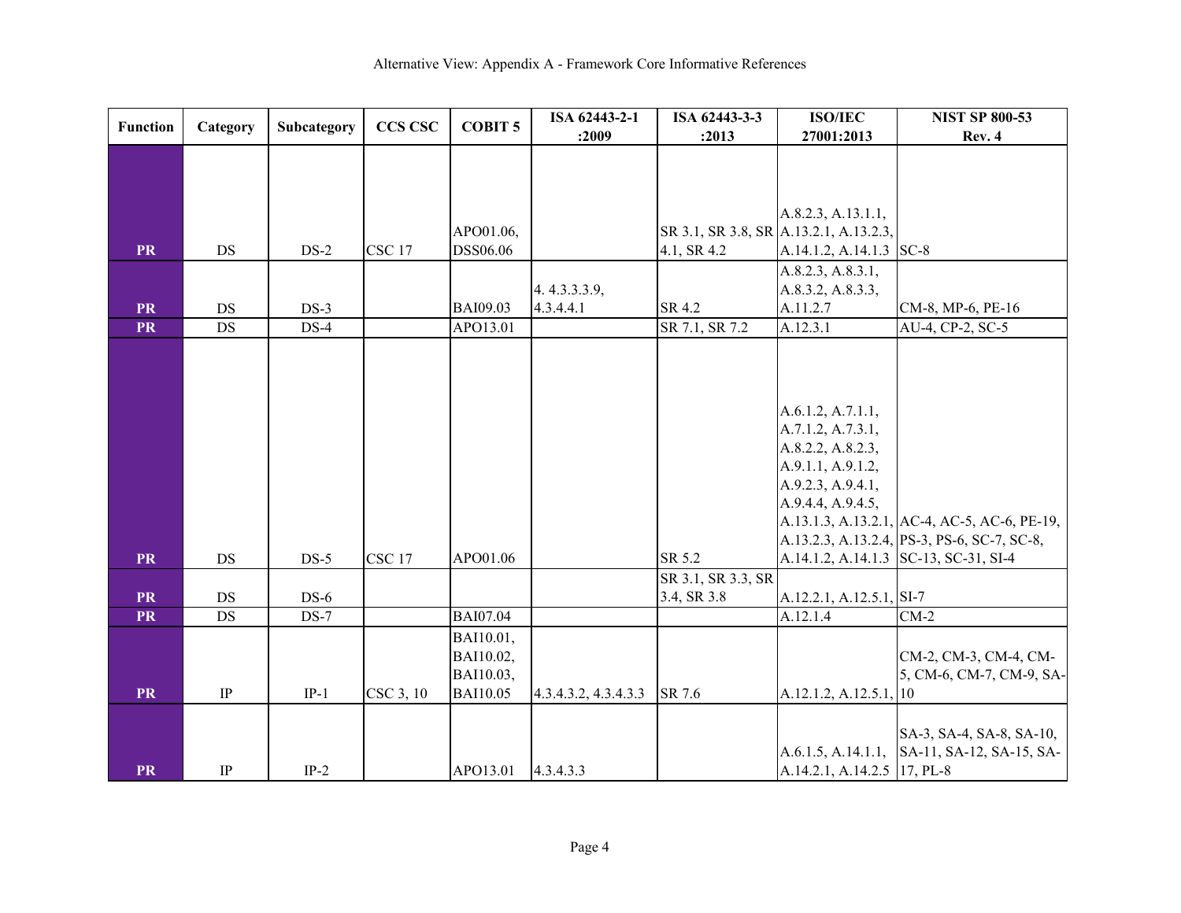| Function | Category | Subcategory | CCS CSC | COBIT 5 | ISA 62443-2-1 :2009 | ISA 62443-3-3 :2013 | ISO/IEC 27001:2013 | NIST SP 800-53 Rev. 4 |
|---|---|---|---|---|---|---|---|---|
| PR | DS | DS-2 | CSC 17 | APO01.06, DSS06.06 | | SR 3.1, SR 3.8, SR 4.1, SR 4.2 | A.8.2.3, A.13.1.1, A.13.2.1, A.13.2.3, A.14.1.2, A.14.1.3 | SC-8 |
| PR | DS | DS-3 | | BAI09.03 | 4. 4.3.3.3.9, 4.3.4.4.1 | SR 4.2 | A.8.2.3, A.8.3.1, A.8.3.2, A.8.3.3, A.11.2.7 | CM-8, MP-6, PE-16 |
| PR | DS | DS-4 | | APO13.01 | | SR 7.1, SR 7.2 | A.12.3.1 | AU-4, CP-2, SC-5 |
| PR | DS | DS-5 | CSC 17 | APO01.06 | | SR 5.2 | A.6.1.2, A.7.1.1, A.7.1.2, A.7.3.1, A.8.2.2, A.8.2.3, A.9.1.1, A.9.1.2, A.9.2.3, A.9.4.1, A.9.4.4, A.9.4.5, A.13.1.3, A.13.2.1, A.13.2.3, A.13.2.4, A.14.1.2, A.14.1.3 | AC-4, AC-5, AC-6, PE-19, PS-3, PS-6, SC-7, SC-8, SC-13, SC-31, SI-4 |
| PR | DS | DS-6 | | | | SR 3.1, SR 3.3, SR 3.4, SR 3.8 | A.12.2.1, A.12.5.1, | SI-7 |
| PR | DS | DS-7 | | BAI07.04 | | | A.12.1.4 | CM-2 |
| PR | IP | IP-1 | CSC 3, 10 | BAI10.01, BAI10.02, BAI10.03, BAI10.05 | 4.3.4.3.2, 4.3.4.3.3 | SR 7.6 | A.12.1.2, A.12.5.1, | CM-2, CM-3, CM-4, CM-5, CM-6, CM-7, CM-9, SA-10 |
| PR | IP | IP-2 | | APO13.01 | 4.3.4.3.3 | | A.6.1.5, A.14.1.1, A.14.2.1, A.14.2.5 | SA-3, SA-4, SA-8, SA-10, SA-11, SA-12, SA-15, SA-17, PL-8 |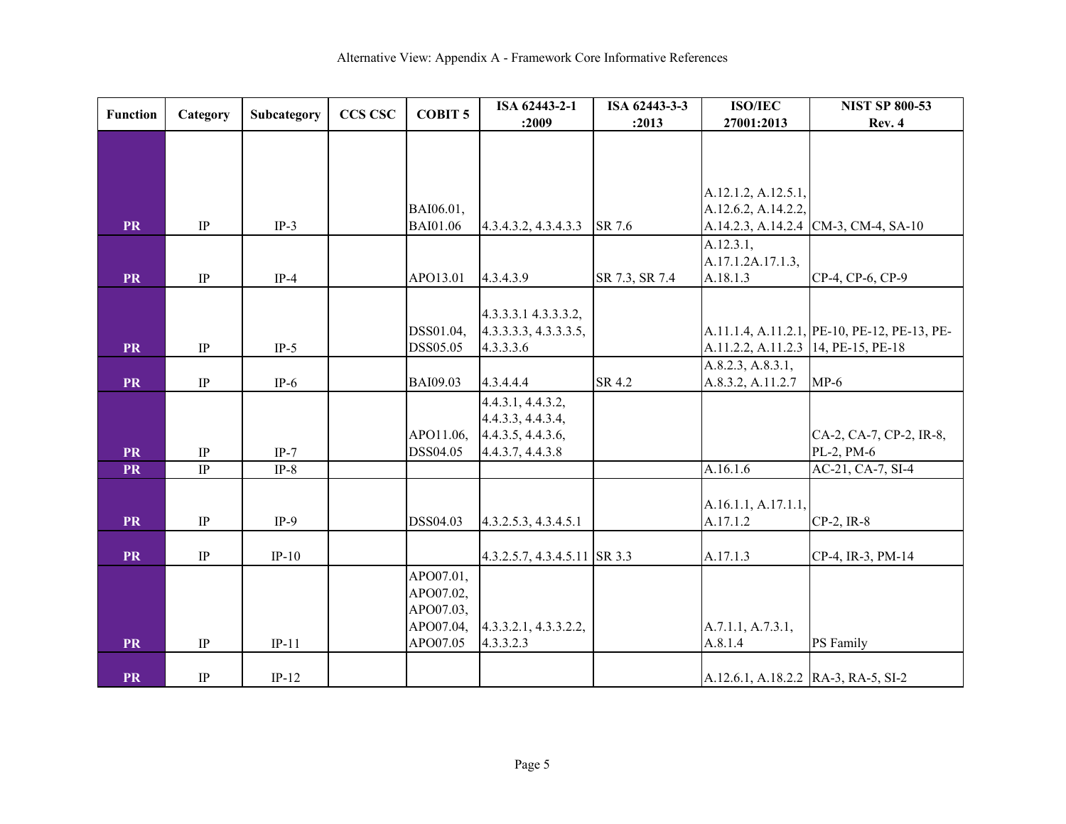| Function | Category | Subcategory | CCS CSC | COBIT 5 | ISA 62443-2-1 :2009 | ISA 62443-3-3 :2013 | ISO/IEC 27001:2013 | NIST SP 800-53 Rev. 4 |
|---|---|---|---|---|---|---|---|---|
| PR | IP | IP-3 | | BAI06.01, BAI01.06 | 4.3.4.3.2, 4.3.4.3.3 | SR 7.6 | A.12.1.2, A.12.5.1, A.12.6.2, A.14.2.2, A.14.2.3, A.14.2.4 | CM-3, CM-4, SA-10 |
| PR | IP | IP-4 | | APO13.01 | 4.3.4.3.9 | SR 7.3, SR 7.4 | A.12.3.1, A.17.1.2A.17.1.3, A.18.1.3 | CP-4, CP-6, CP-9 |
| PR | IP | IP-5 | | DSS01.04, DSS05.05 | 4.3.3.3.1 4.3.3.3.2, 4.3.3.3.3, 4.3.3.3.5, 4.3.3.3.6 | | A.11.1.4, A.11.2.1, A.11.2.2, A.11.2.3 | PE-10, PE-12, PE-13, PE-14, PE-15, PE-18 |
| PR | IP | IP-6 | | BAI09.03 | 4.3.4.4.4 | SR 4.2 | A.8.2.3, A.8.3.1, A.8.3.2, A.11.2.7 | MP-6 |
| PR | IP | IP-7 | | APO11.06, DSS04.05 | 4.4.3.1, 4.4.3.2, 4.4.3.3, 4.4.3.4, 4.4.3.5, 4.4.3.6, 4.4.3.7, 4.4.3.8 | | | CA-2, CA-7, CP-2, IR-8, PL-2, PM-6 |
| PR | IP | IP-8 | | | | | A.16.1.6 | AC-21, CA-7, SI-4 |
| PR | IP | IP-9 | | DSS04.03 | 4.3.2.5.3, 4.3.4.5.1 | | A.16.1.1, A.17.1.1, A.17.1.2 | CP-2, IR-8 |
| PR | IP | IP-10 | | | 4.3.2.5.7, 4.3.4.5.11 | SR 3.3 | A.17.1.3 | CP-4, IR-3, PM-14 |
| PR | IP | IP-11 | | APO07.01, APO07.02, APO07.03, APO07.04, APO07.05 | 4.3.3.2.1, 4.3.3.2.2, 4.3.3.2.3 | | A.7.1.1, A.7.3.1, A.8.1.4 | PS Family |
| PR | IP | IP-12 | | | | | A.12.6.1, A.18.2.2 | RA-3, RA-5, SI-2 |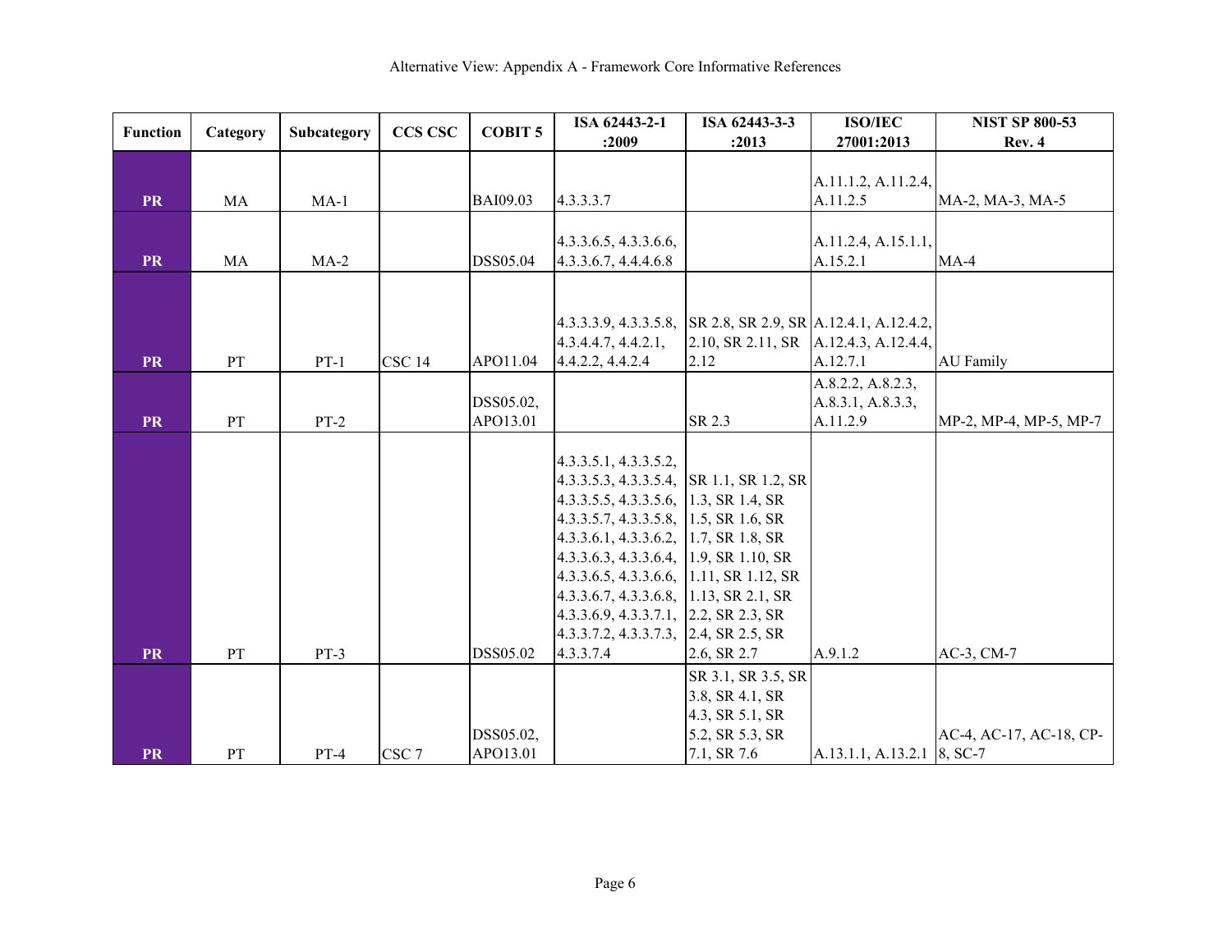| Function | Category | Subcategory | CCS CSC | COBIT 5 | ISA 62443-2-1 :2009 | ISA 62443-3-3 :2013 | ISO/IEC 27001:2013 | NIST SP 800-53 Rev. 4 |
|---|---|---|---|---|---|---|---|---|
| PR | MA | MA-1 | | BAI09.03 | 4.3.3.3.7 | | A.11.1.2, A.11.2.4, A.11.2.5 | MA-2, MA-3, MA-5 |
| PR | MA | MA-2 | | DSS05.04 | 4.3.3.6.5, 4.3.3.6.6, 4.3.3.6.7, 4.4.4.6.8 | | A.11.2.4, A.15.1.1, A.15.2.1 | MA-4 |
| PR | PT | PT-1 | CSC 14 | APO11.04 | 4.3.3.3.9, 4.3.3.5.8, 4.3.4.4.7, 4.4.2.1, 4.4.2.2, 4.4.2.4 | SR 2.8, SR 2.9, SR 2.10, SR 2.11, SR 2.12 | A.12.4.1, A.12.4.2, A.12.4.3, A.12.4.4, A.12.7.1 | AU Family |
| PR | PT | PT-2 | | DSS05.02, APO13.01 | | SR 2.3 | A.8.2.2, A.8.2.3, A.8.3.1, A.8.3.3, A.11.2.9 | MP-2, MP-4, MP-5, MP-7 |
| PR | PT | PT-3 | | DSS05.02 | 4.3.3.5.1, 4.3.3.5.2, 4.3.3.5.3, 4.3.3.5.4, 4.3.3.5.5, 4.3.3.5.6, 4.3.3.5.7, 4.3.3.5.8, 4.3.3.6.1, 4.3.3.6.2, 4.3.3.6.3, 4.3.3.6.4, 4.3.3.6.5, 4.3.3.6.6, 4.3.3.6.7, 4.3.3.6.8, 4.3.3.6.9, 4.3.3.7.1, 4.3.3.7.2, 4.3.3.7.3, 4.3.3.7.4 | SR 1.1, SR 1.2, SR 1.3, SR 1.4, SR 1.5, SR 1.6, SR 1.7, SR 1.8, SR 1.9, SR 1.10, SR 1.11, SR 1.12, SR 1.13, SR 2.1, SR 2.2, SR 2.3, SR 2.4, SR 2.5, SR 2.6, SR 2.7 | A.9.1.2 | AC-3, CM-7 |
| PR | PT | PT-4 | CSC 7 | DSS05.02, APO13.01 | | SR 3.1, SR 3.5, SR 3.8, SR 4.1, SR 4.3, SR 5.1, SR 5.2, SR 5.3, SR 7.1, SR 7.6 | A.13.1.1, A.13.2.1 | AC-4, AC-17, AC-18, CP-8, SC-7 |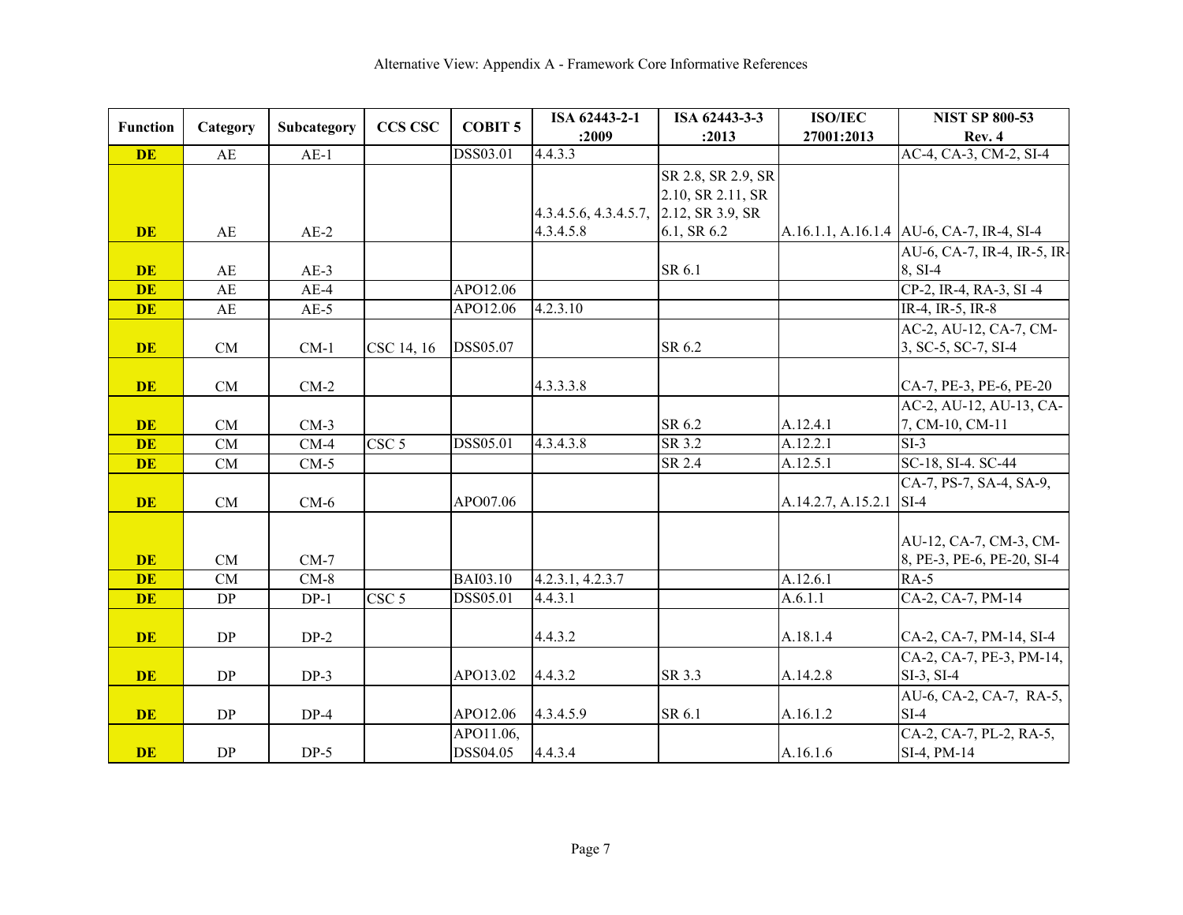# Alternative View: Appendix A - Framework Core Informative References

| Function | Category | Subcategory | CCS CSC | COBIT 5 | ISA 62443-2-1 :2009 | ISA 62443-3-3 :2013 | ISO/IEC 27001:2013 | NIST SP 800-53 Rev. 4 |
|---|---|---|---|---|---|---|---|---|
| **DE** | AE | AE-1 | | DSS03.01 | 4.4.3.3 | | | AC-4, CA-3, CM-2, SI-4 |
| **DE** | AE | AE-2 | | | 4.3.4.5.6, 4.3.4.5.7, 4.3.4.5.8 | SR 2.8, SR 2.9, SR 2.10, SR 2.11, SR 2.12, SR 3.9, SR 6.1, SR 6.2 | A.16.1.1, A.16.1.4 | AU-6, CA-7, IR-4, SI-4 |
| **DE** | AE | AE-3 | | | | SR 6.1 | | AU-6, CA-7, IR-4, IR-5, IR-8, SI-4 |
| **DE** | AE | AE-4 | | APO12.06 | | | | CP-2, IR-4, RA-3, SI -4 |
| **DE** | AE | AE-5 | | APO12.06 | 4.2.3.10 | | | IR-4, IR-5, IR-8 |
| **DE** | CM | CM-1 | CSC 14, 16 | DSS05.07 | | SR 6.2 | | AC-2, AU-12, CA-7, CM-3, SC-5, SC-7, SI-4 |
| **DE** | CM | CM-2 | | | 4.3.3.3.8 | | | CA-7, PE-3, PE-6, PE-20 |
| **DE** | CM | CM-3 | | | | SR 6.2 | A.12.4.1 | AC-2, AU-12, AU-13, CA-7, CM-10, CM-11 |
| **DE** | CM | CM-4 | CSC 5 | DSS05.01 | 4.3.4.3.8 | SR 3.2 | A.12.2.1 | SI-3 |
| **DE** | CM | CM-5 | | | | SR 2.4 | A.12.5.1 | SC-18, SI-4. SC-44 |
| **DE** | CM | CM-6 | | APO07.06 | | | A.14.2.7, A.15.2.1 | CA-7, PS-7, SA-4, SA-9, SI-4 |
| **DE** | CM | CM-7 | | | | | | AU-12, CA-7, CM-3, CM-8, PE-3, PE-6, PE-20, SI-4 |
| **DE** | CM | CM-8 | | BAI03.10 | 4.2.3.1, 4.2.3.7 | | A.12.6.1 | RA-5 |
| **DE** | DP | DP-1 | CSC 5 | DSS05.01 | 4.4.3.1 | | A.6.1.1 | CA-2, CA-7, PM-14 |
| **DE** | DP | DP-2 | | | 4.4.3.2 | | A.18.1.4 | CA-2, CA-7, PM-14, SI-4 |
| **DE** | DP | DP-3 | | APO13.02 | 4.4.3.2 | SR 3.3 | A.14.2.8 | CA-2, CA-7, PE-3, PM-14, SI-3, SI-4 |
| **DE** | DP | DP-4 | | APO12.06 | 4.3.4.5.9 | SR 6.1 | A.16.1.2 | AU-6, CA-2, CA-7, RA-5, SI-4 |
| **DE** | DP | DP-5 | | APO11.06, DSS04.05 | 4.4.3.4 | | A.16.1.6 | CA-2, CA-7, PL-2, RA-5, SI-4, PM-14 |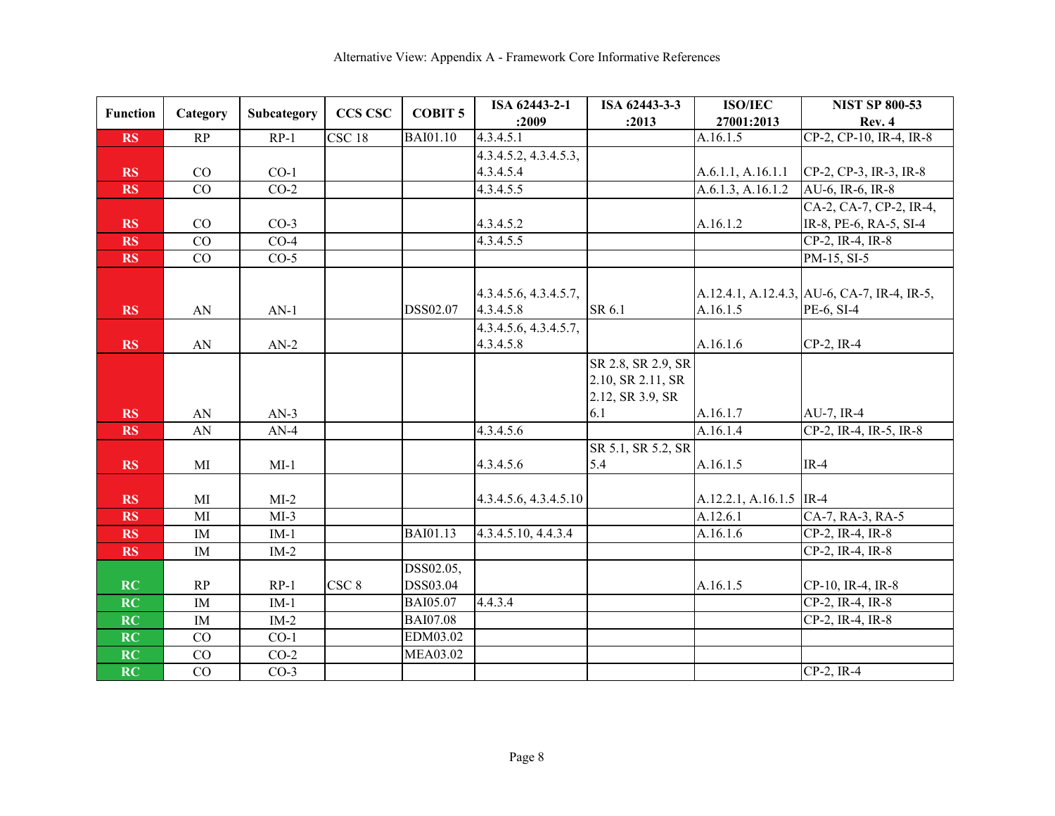Alternative View: Appendix A - Framework Core Informative References

| Function | Category | Subcategory | CCS CSC | COBIT 5 | ISA 62443-2-1 :2009 | ISA 62443-3-3 :2013 | ISO/IEC 27001:2013 | NIST SP 800-53 Rev. 4 |
|---|---|---|---|---|---|---|---|---|
| RS | RP | RP-1 | CSC 18 | BAI01.10 | 4.3.4.5.1 | | A.16.1.5 | CP-2, CP-10, IR-4, IR-8 |
| RS | CO | CO-1 | | | 4.3.4.5.2, 4.3.4.5.3, 4.3.4.5.4 | | A.6.1.1, A.16.1.1 | CP-2, CP-3, IR-3, IR-8 |
| RS | CO | CO-2 | | | 4.3.4.5.5 | | A.6.1.3, A.16.1.2 | AU-6, IR-6, IR-8 |
| RS | CO | CO-3 | | | 4.3.4.5.2 | | A.16.1.2 | CA-2, CA-7, CP-2, IR-4, IR-8, PE-6, RA-5, SI-4 |
| RS | CO | CO-4 | | | 4.3.4.5.5 | | | CP-2, IR-4, IR-8 |
| RS | CO | CO-5 | | | | | | PM-15, SI-5 |
| RS | AN | AN-1 | | DSS02.07 | 4.3.4.5.6, 4.3.4.5.7, 4.3.4.5.8 | SR 6.1 | A.12.4.1, A.12.4.3, A.16.1.5 | AU-6, CA-7, IR-4, IR-5, PE-6, SI-4 |
| RS | AN | AN-2 | | | 4.3.4.5.6, 4.3.4.5.7, 4.3.4.5.8 | | A.16.1.6 | CP-2, IR-4 |
| RS | AN | AN-3 | | | | SR 2.8, SR 2.9, SR 2.10, SR 2.11, SR 2.12, SR 3.9, SR 6.1 | A.16.1.7 | AU-7, IR-4 |
| RS | AN | AN-4 | | | 4.3.4.5.6 | | A.16.1.4 | CP-2, IR-4, IR-5, IR-8 |
| RS | MI | MI-1 | | | 4.3.4.5.6 | SR 5.1, SR 5.2, SR 5.4 | A.16.1.5 | IR-4 |
| RS | MI | MI-2 | | | 4.3.4.5.6, 4.3.4.5.10 | | A.12.2.1, A.16.1.5 | IR-4 |
| RS | MI | MI-3 | | | | | A.12.6.1 | CA-7, RA-3, RA-5 |
| RS | IM | IM-1 | | BAI01.13 | 4.3.4.5.10, 4.4.3.4 | | A.16.1.6 | CP-2, IR-4, IR-8 |
| RS | IM | IM-2 | | | | | | CP-2, IR-4, IR-8 |
| RC | RP | RP-1 | CSC 8 | DSS02.05, DSS03.04 | | | A.16.1.5 | CP-10, IR-4, IR-8 |
| RC | IM | IM-1 | | BAI05.07 | 4.4.3.4 | | | CP-2, IR-4, IR-8 |
| RC | IM | IM-2 | | BAI07.08 | | | | CP-2, IR-4, IR-8 |
| RC | CO | CO-1 | | EDM03.02 | | | | |
| RC | CO | CO-2 | | MEA03.02 | | | | |
| RC | CO | CO-3 | | | | | | CP-2, IR-4 |